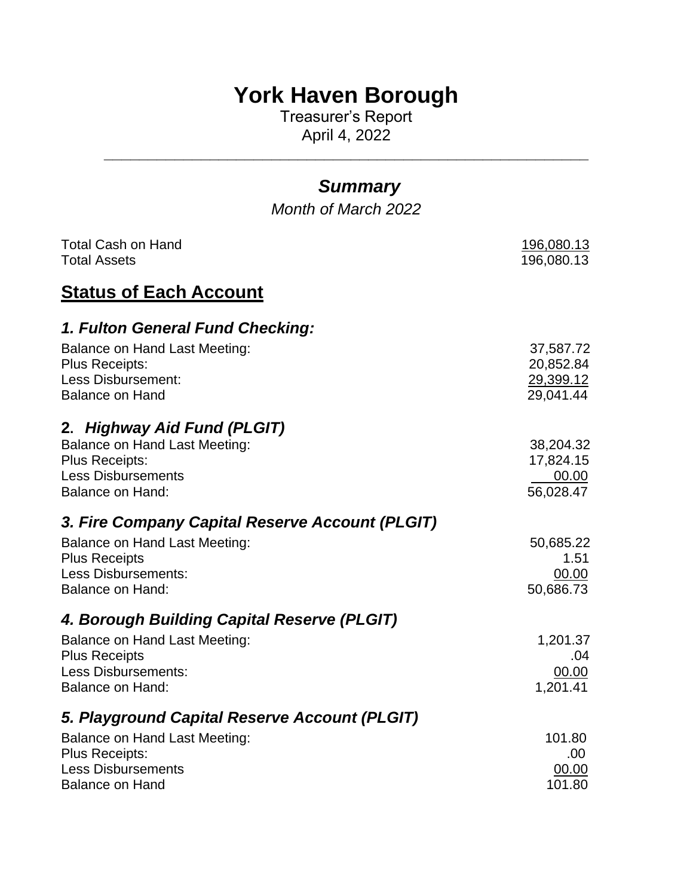# York Haven Borough

Treasurer's Report

April 4, 2022

---

## *Summary*

*Month of March 2022*

| | |
|---|---|
| Total Cash on Hand | 196,080.13 |
| Total Assets | 196,080.13 |

## Status of Each Account

### *1. Fulton General Fund Checking:*

| | |
|---|---|
| Balance on Hand Last Meeting: | 37,587.72 |
| Plus Receipts: | 20,852.84 |
| Less Disbursement: | 29,399.12 |
| Balance on Hand | 29,041.44 |

### 2. *Highway Aid Fund (PLGIT)*

| | |
|---|---|
| Balance on Hand Last Meeting: | 38,204.32 |
| Plus Receipts: | 17,824.15 |
| Less Disbursements | 00.00 |
| Balance on Hand: | 56,028.47 |

### *3. Fire Company Capital Reserve Account (PLGIT)*

| | |
|---|---|
| Balance on Hand Last Meeting: | 50,685.22 |
| Plus Receipts | 1.51 |
| Less Disbursements: | 00.00 |
| Balance on Hand: | 50,686.73 |

### *4. Borough Building Capital Reserve (PLGIT)*

| | |
|---|---|
| Balance on Hand Last Meeting: | 1,201.37 |
| Plus Receipts | .04 |
| Less Disbursements: | 00.00 |
| Balance on Hand: | 1,201.41 |

### *5. Playground Capital Reserve Account (PLGIT)*

| | |
|---|---|
| Balance on Hand Last Meeting: | 101.80 |
| Plus Receipts: | .00 |
| Less Disbursements | 00.00 |
| Balance on Hand | 101.80 |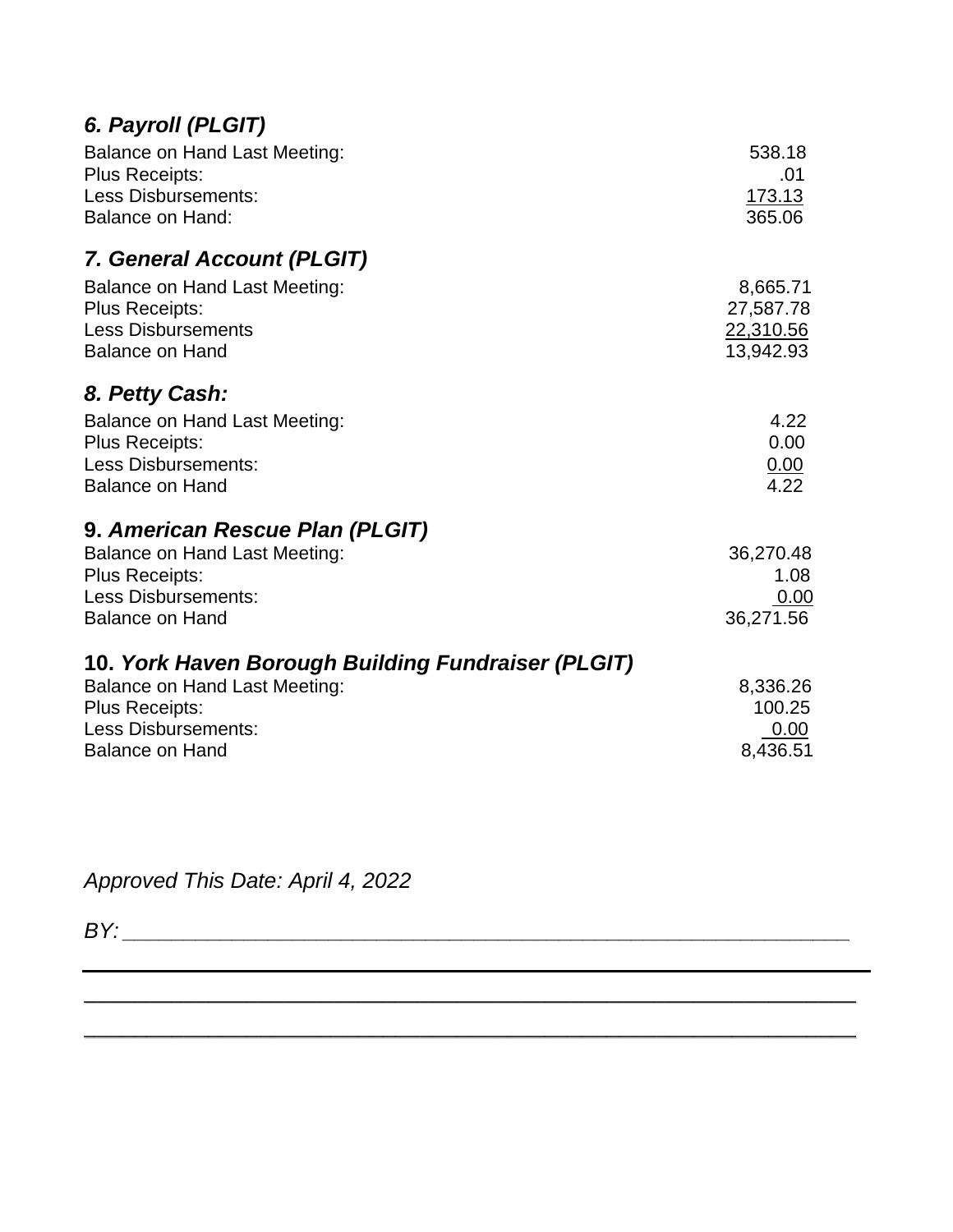### *6. Payroll (PLGIT)*

| | |
|---|---:|
| Balance on Hand Last Meeting: | 538.18 |
| Plus Receipts: | .01 |
| Less Disbursements: | 173.13 |
| Balance on Hand: | 365.06 |

### *7. General Account (PLGIT)*

| | |
|---|---:|
| Balance on Hand Last Meeting: | 8,665.71 |
| Plus Receipts: | 27,587.78 |
| Less Disbursements | 22,310.56 |
| Balance on Hand | 13,942.93 |

### *8. Petty Cash:*

| | |
|---|---:|
| Balance on Hand Last Meeting: | 4.22 |
| Plus Receipts: | 0.00 |
| Less Disbursements: | 0.00 |
| Balance on Hand | 4.22 |

### 9. *American Rescue Plan (PLGIT)*

| | |
|---|---:|
| Balance on Hand Last Meeting: | 36,270.48 |
| Plus Receipts: | 1.08 |
| Less Disbursements: | 0.00 |
| Balance on Hand | 36,271.56 |

### 10. *York Haven Borough Building Fundraiser (PLGIT)*

| | |
|---|---:|
| Balance on Hand Last Meeting: | 8,336.26 |
| Plus Receipts: | 100.25 |
| Less Disbursements: | 0.00 |
| Balance on Hand | 8,436.51 |

*Approved This Date: April 4, 2022*

*BY:* ___________________________________________________________

___________________________________________________________

___________________________________________________________

___________________________________________________________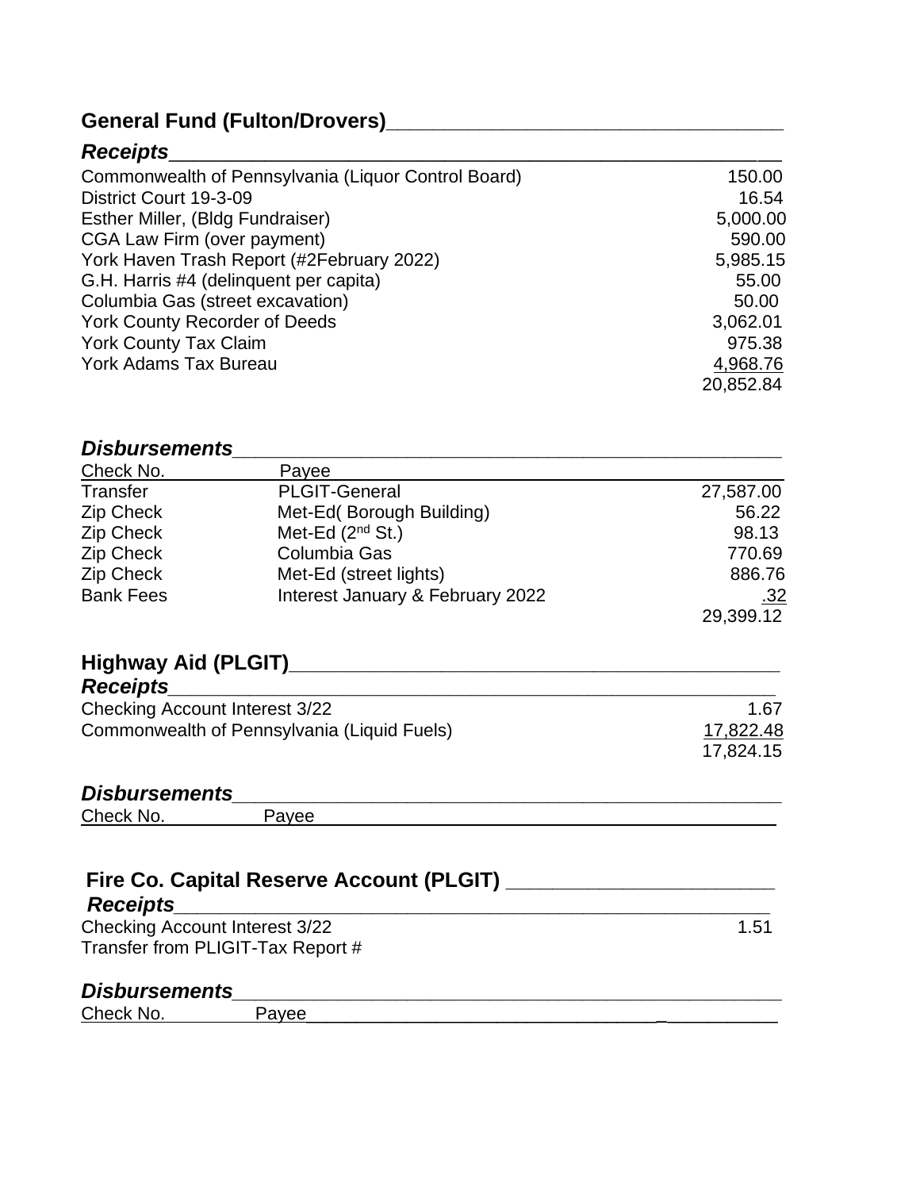## General Fund (Fulton/Drovers)

### *Receipts*

| | |
|---|---|
| Commonwealth of Pennsylvania (Liquor Control Board) | 150.00 |
| District Court 19-3-09 | 16.54 |
| Esther Miller, (Bldg Fundraiser) | 5,000.00 |
| CGA Law Firm (over payment) | 590.00 |
| York Haven Trash Report (#2February 2022) | 5,985.15 |
| G.H. Harris #4 (delinquent per capita) | 55.00 |
| Columbia Gas (street excavation) | 50.00 |
| York County Recorder of Deeds | 3,062.01 |
| York County Tax Claim | 975.38 |
| York Adams Tax Bureau | 4,968.76 |
| | 20,852.84 |

### *Disbursements*

| Check No. | Payee | |
|---|---|---|
| Transfer | PLGIT-General | 27,587.00 |
| Zip Check | Met-Ed( Borough Building) | 56.22 |
| Zip Check | Met-Ed (2nd St.) | 98.13 |
| Zip Check | Columbia Gas | 770.69 |
| Zip Check | Met-Ed (street lights) | 886.76 |
| Bank Fees | Interest January & February 2022 | .32 |
| | | 29,399.12 |

## Highway Aid (PLGIT)

### *Receipts*

| | |
|---|---|
| Checking Account Interest 3/22 | 1.67 |
| Commonwealth of Pennsylvania (Liquid Fuels) | 17,822.48 |
| | 17,824.15 |

### *Disbursements*

| Check No. | Payee |
|---|---|

## Fire Co. Capital Reserve Account (PLGIT)

### *Receipts*

| | |
|---|---|
| Checking Account Interest 3/22 | 1.51 |
| Transfer from PLIGIT-Tax Report # | |

### *Disbursements*

| Check No. | Payee |
|---|---|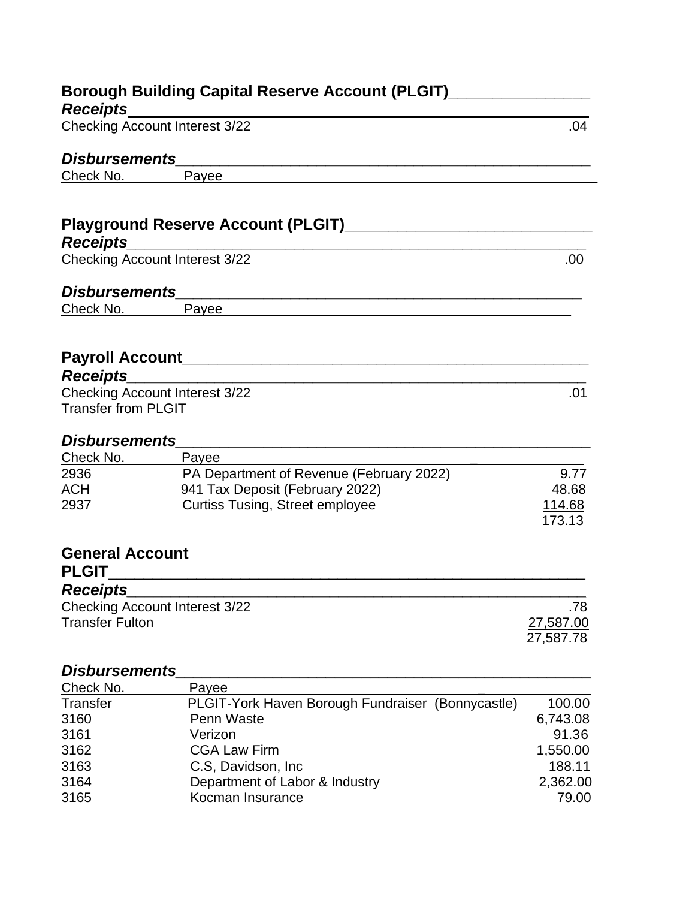## Borough Building Capital Reserve Account (PLGIT)

### *Receipts*

| | |
|---|---|
| Checking Account Interest 3/22 | .04 |

### *Disbursements*

| Check No. | Payee | |
|---|---|---|

## Playground Reserve Account (PLGIT)

### *Receipts*

| | |
|---|---|
| Checking Account Interest 3/22 | .00 |

### *Disbursements*

| Check No. | Payee |
|---|---|

## Payroll Account

### *Receipts*

| | |
|---|---|
| Checking Account Interest 3/22 | .01 |
| Transfer from PLGIT | |

### *Disbursements*

| Check No. | Payee | |
|---|---|---|
| 2936 | PA Department of Revenue (February 2022) | 9.77 |
| ACH | 941 Tax Deposit (February 2022) | 48.68 |
| 2937 | Curtiss Tusing, Street employee | 114.68 |
| | | 173.13 |

## General Account PLGIT

### *Receipts*

| | |
|---|---|
| Checking Account Interest 3/22 | .78 |
| Transfer Fulton | 27,587.00 |
| | 27,587.78 |

### *Disbursements*

| Check No. | Payee | |
|---|---|---|
| Transfer | PLGIT-York Haven Borough Fundraiser (Bonnycastle) | 100.00 |
| 3160 | Penn Waste | 6,743.08 |
| 3161 | Verizon | 91.36 |
| 3162 | CGA Law Firm | 1,550.00 |
| 3163 | C.S, Davidson, Inc | 188.11 |
| 3164 | Department of Labor & Industry | 2,362.00 |
| 3165 | Kocman Insurance | 79.00 |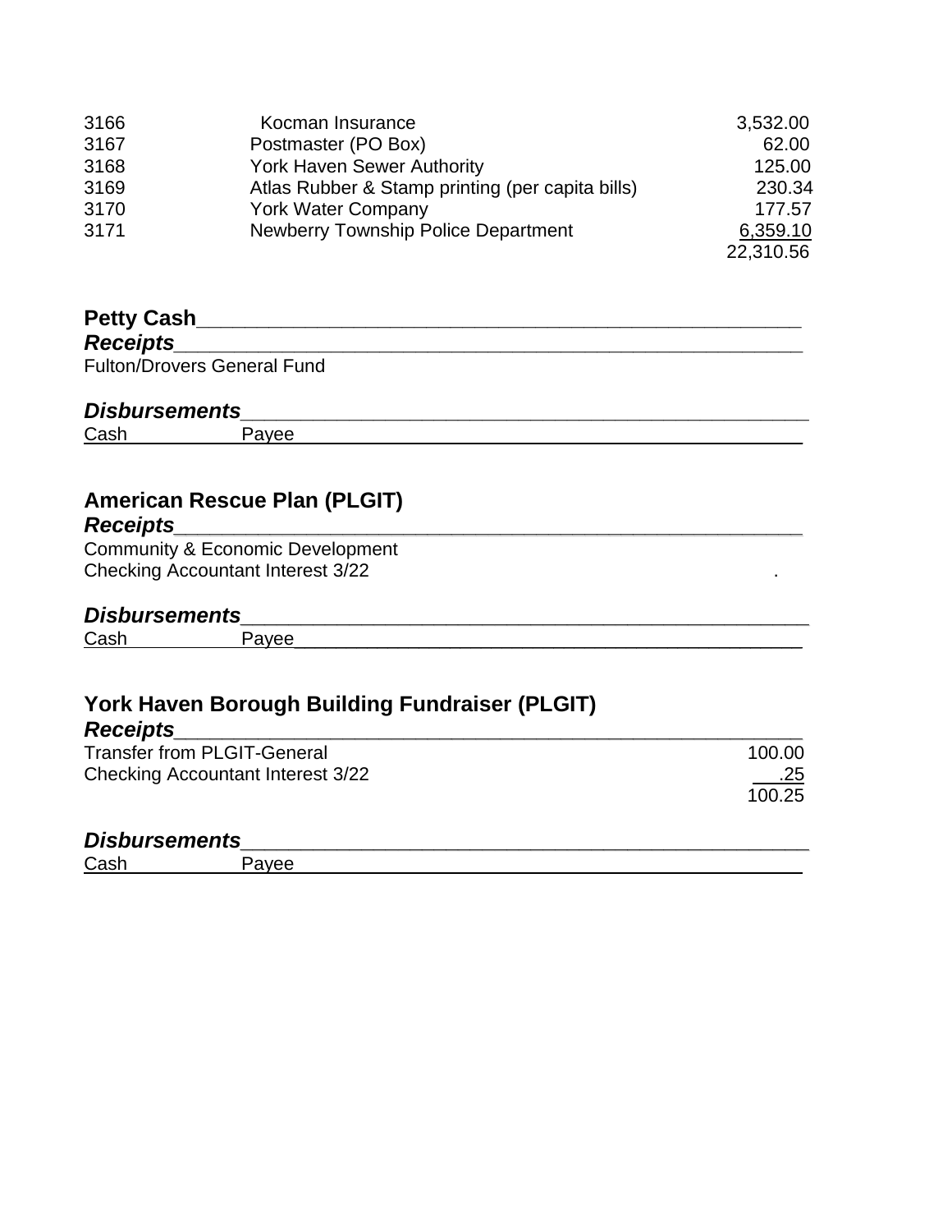| | | |
|---|---|---|
| 3166 | Kocman Insurance | 3,532.00 |
| 3167 | Postmaster (PO Box) | 62.00 |
| 3168 | York Haven Sewer Authority | 125.00 |
| 3169 | Atlas Rubber & Stamp printing (per capita bills) | 230.34 |
| 3170 | York Water Company | 177.57 |
| 3171 | Newberry Township Police Department | 6,359.10 |
| | | 22,310.56 |

## Petty Cash

***Receipts***

Fulton/Drovers General Fund

***Disbursements***

Cash Payee

## American Rescue Plan (PLGIT)

***Receipts***

Community & Economic Development

Checking Accountant Interest 3/22 .

***Disbursements***

Cash Payee

## York Haven Borough Building Fundraiser (PLGIT)

***Receipts***

| | |
|---|---|
| Transfer from PLGIT-General | 100.00 |
| Checking Accountant Interest 3/22 | .25 |
| | 100.25 |

***Disbursements***

Cash Payee